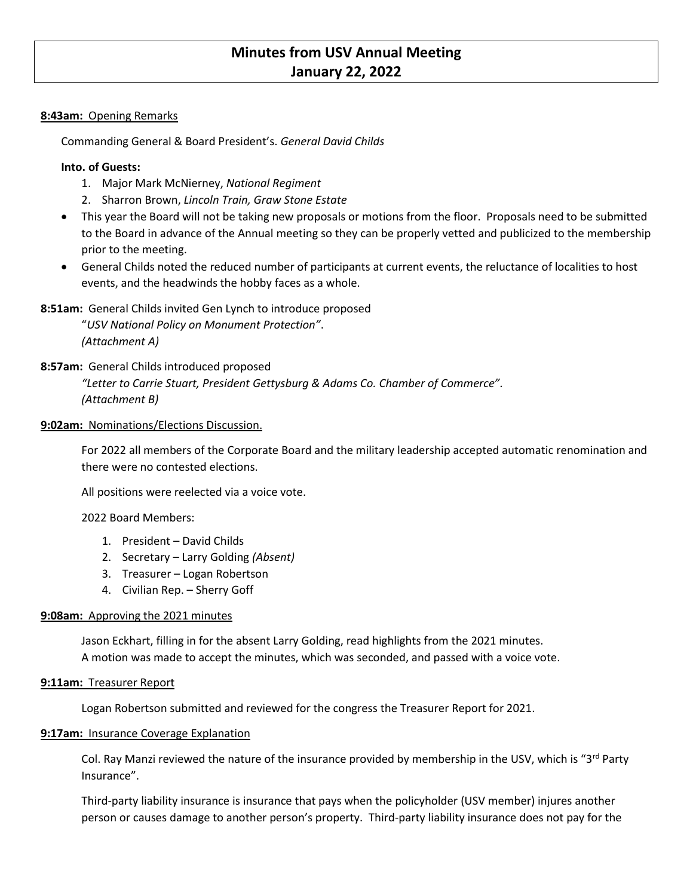# Minutes from USV Annual Meeting
# January 22, 2022

**8:43am:** Opening Remarks

Commanding General & Board President's. *General David Childs*

**Into. of Guests:**

1. Major Mark McNierney, *National Regiment*
2. Sharron Brown, *Lincoln Train, Graw Stone Estate*

- This year the Board will not be taking new proposals or motions from the floor. Proposals need to be submitted to the Board in advance of the Annual meeting so they can be properly vetted and publicized to the membership prior to the meeting.
- General Childs noted the reduced number of participants at current events, the reluctance of localities to host events, and the headwinds the hobby faces as a whole.

**8:51am:** General Childs invited Gen Lynch to introduce proposed "*USV National Policy on Monument Protection"*. *(Attachment A)*

**8:57am:** General Childs introduced proposed *"Letter to Carrie Stuart, President Gettysburg & Adams Co. Chamber of Commerce"*. *(Attachment B)*

**9:02am:** Nominations/Elections Discussion.

For 2022 all members of the Corporate Board and the military leadership accepted automatic renomination and there were no contested elections.

All positions were reelected via a voice vote.

2022 Board Members:

1. President – David Childs
2. Secretary – Larry Golding *(Absent)*
3. Treasurer – Logan Robertson
4. Civilian Rep. – Sherry Goff

**9:08am:** Approving the 2021 minutes

Jason Eckhart, filling in for the absent Larry Golding, read highlights from the 2021 minutes. A motion was made to accept the minutes, which was seconded, and passed with a voice vote.

**9:11am:** Treasurer Report

Logan Robertson submitted and reviewed for the congress the Treasurer Report for 2021.

**9:17am:** Insurance Coverage Explanation

Col. Ray Manzi reviewed the nature of the insurance provided by membership in the USV, which is "3rd Party Insurance".

Third-party liability insurance is insurance that pays when the policyholder (USV member) injures another person or causes damage to another person's property. Third-party liability insurance does not pay for the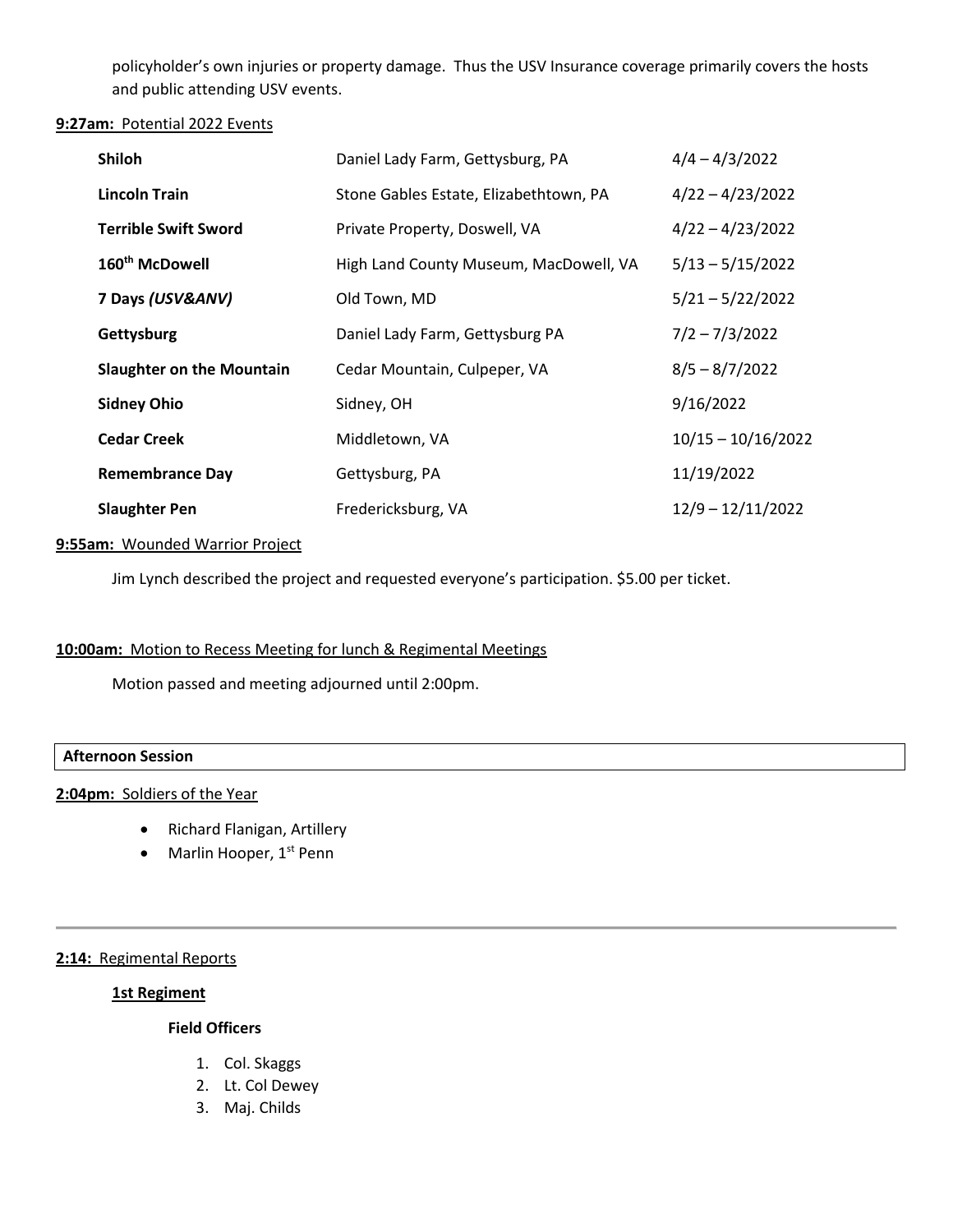policyholder's own injuries or property damage. Thus the USV Insurance coverage primarily covers the hosts and public attending USV events.

**9:27am:** Potential 2022 Events

| | | |
|---|---|---|
| **Shiloh** | Daniel Lady Farm, Gettysburg, PA | 4/4 – 4/3/2022 |
| **Lincoln Train** | Stone Gables Estate, Elizabethtown, PA | 4/22 – 4/23/2022 |
| **Terrible Swift Sword** | Private Property, Doswell, VA | 4/22 – 4/23/2022 |
| **160th McDowell** | High Land County Museum, MacDowell, VA | 5/13 – 5/15/2022 |
| **7 Days *(USV&ANV)*** | Old Town, MD | 5/21 – 5/22/2022 |
| **Gettysburg** | Daniel Lady Farm, Gettysburg PA | 7/2 – 7/3/2022 |
| **Slaughter on the Mountain** | Cedar Mountain, Culpeper, VA | 8/5 – 8/7/2022 |
| **Sidney Ohio** | Sidney, OH | 9/16/2022 |
| **Cedar Creek** | Middletown, VA | 10/15 – 10/16/2022 |
| **Remembrance Day** | Gettysburg, PA | 11/19/2022 |
| **Slaughter Pen** | Fredericksburg, VA | 12/9 – 12/11/2022 |

**9:55am:** Wounded Warrior Project

Jim Lynch described the project and requested everyone's participation. $5.00 per ticket.

**10:00am:** Motion to Recess Meeting for lunch & Regimental Meetings

Motion passed and meeting adjourned until 2:00pm.

## Afternoon Session

**2:04pm:** Soldiers of the Year

- Richard Flanigan, Artillery
- Marlin Hooper, 1st Penn

---

**2:14:** Regimental Reports

**1st Regiment**

**Field Officers**

1. Col. Skaggs
2. Lt. Col Dewey
3. Maj. Childs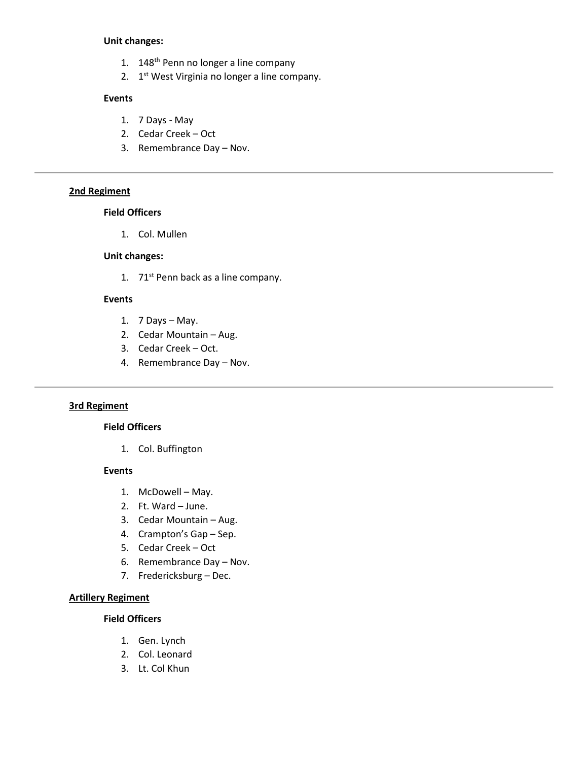**Unit changes:**

1. 148th Penn no longer a line company
2. 1st West Virginia no longer a line company.

**Events**

1. 7 Days - May
2. Cedar Creek – Oct
3. Remembrance Day – Nov.

---

## 2nd Regiment

**Field Officers**

1. Col. Mullen

**Unit changes:**

1. 71st Penn back as a line company.

**Events**

1. 7 Days – May.
2. Cedar Mountain – Aug.
3. Cedar Creek – Oct.
4. Remembrance Day – Nov.

---

## 3rd Regiment

**Field Officers**

1. Col. Buffington

**Events**

1. McDowell – May.
2. Ft. Ward – June.
3. Cedar Mountain – Aug.
4. Crampton's Gap – Sep.
5. Cedar Creek – Oct
6. Remembrance Day – Nov.
7. Fredericksburg – Dec.

## Artillery Regiment

**Field Officers**

1. Gen. Lynch
2. Col. Leonard
3. Lt. Col Khun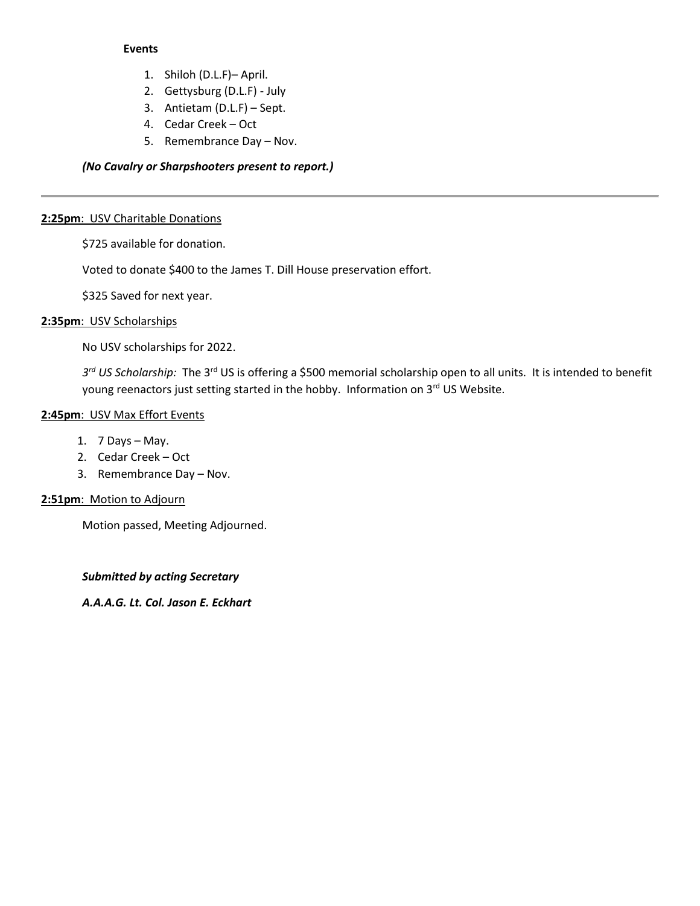**Events**

1. Shiloh (D.L.F)– April.
2. Gettysburg (D.L.F) - July
3. Antietam (D.L.F) – Sept.
4. Cedar Creek – Oct
5. Remembrance Day – Nov.

***(No Cavalry or Sharpshooters present to report.)***

---

**2:25pm**: USV Charitable Donations

$725 available for donation.

Voted to donate $400 to the James T. Dill House preservation effort.

$325 Saved for next year.

**2:35pm**: USV Scholarships

No USV scholarships for 2022.

*3rd US Scholarship:* The 3rd US is offering a $500 memorial scholarship open to all units. It is intended to benefit young reenactors just setting started in the hobby. Information on 3rd US Website.

**2:45pm**: USV Max Effort Events

1. 7 Days – May.
2. Cedar Creek – Oct
3. Remembrance Day – Nov.

**2:51pm**: Motion to Adjourn

Motion passed, Meeting Adjourned.

***Submitted by acting Secretary***

***A.A.A.G. Lt. Col. Jason E. Eckhart***